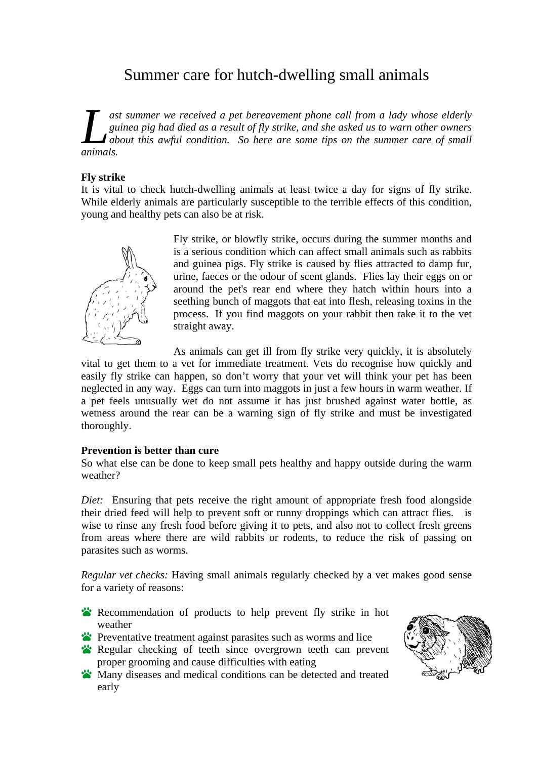# Summer care for hutch-dwelling small animals

*Last summer we received a pet bereavement phone call from a lady whose elderly guinea pig had died as a result of fly strike, and she asked us to warn other owners about this awful condition. So here are some tips on the summer care of small animals.*

**Fly strike**

It is vital to check hutch-dwelling animals at least twice a day for signs of fly strike. While elderly animals are particularly susceptible to the terrible effects of this condition, young and healthy pets can also be at risk.

Fly strike, or blowfly strike, occurs during the summer months and is a serious condition which can affect small animals such as rabbits and guinea pigs. Fly strike is caused by flies attracted to damp fur, urine, faeces or the odour of scent glands. Flies lay their eggs on or around the pet's rear end where they hatch within hours into a seething bunch of maggots that eat into flesh, releasing toxins in the process. If you find maggots on your rabbit then take it to the vet straight away.

As animals can get ill from fly strike very quickly, it is absolutely vital to get them to a vet for immediate treatment. Vets do recognise how quickly and easily fly strike can happen, so don't worry that your vet will think your pet has been neglected in any way. Eggs can turn into maggots in just a few hours in warm weather. If a pet feels unusually wet do not assume it has just brushed against water bottle, as wetness around the rear can be a warning sign of fly strike and must be investigated thoroughly.

**Prevention is better than cure**

So what else can be done to keep small pets healthy and happy outside during the warm weather?

*Diet:* Ensuring that pets receive the right amount of appropriate fresh food alongside their dried feed will help to prevent soft or runny droppings which can attract flies. is wise to rinse any fresh food before giving it to pets, and also not to collect fresh greens from areas where there are wild rabbits or rodents, to reduce the risk of passing on parasites such as worms.

*Regular vet checks:* Having small animals regularly checked by a vet makes good sense for a variety of reasons:

- Recommendation of products to help prevent fly strike in hot weather
- Preventative treatment against parasites such as worms and lice
- Regular checking of teeth since overgrown teeth can prevent proper grooming and cause difficulties with eating
- Many diseases and medical conditions can be detected and treated early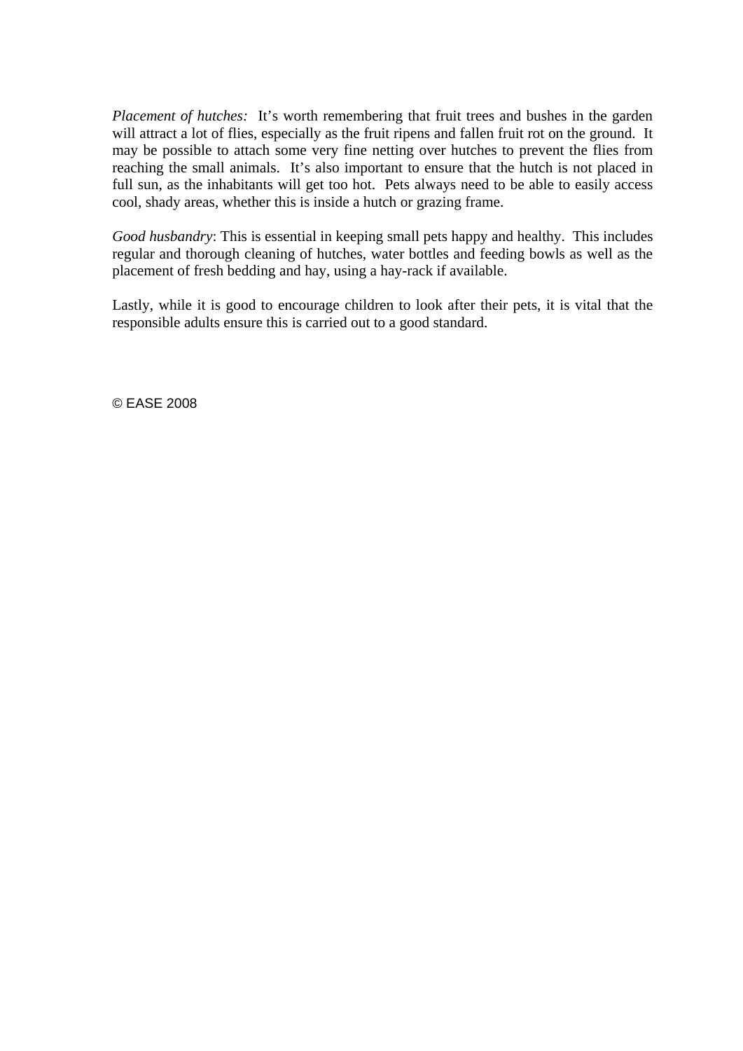*Placement of hutches:* It's worth remembering that fruit trees and bushes in the garden will attract a lot of flies, especially as the fruit ripens and fallen fruit rot on the ground. It may be possible to attach some very fine netting over hutches to prevent the flies from reaching the small animals. It's also important to ensure that the hutch is not placed in full sun, as the inhabitants will get too hot. Pets always need to be able to easily access cool, shady areas, whether this is inside a hutch or grazing frame.

*Good husbandry*: This is essential in keeping small pets happy and healthy. This includes regular and thorough cleaning of hutches, water bottles and feeding bowls as well as the placement of fresh bedding and hay, using a hay-rack if available.

Lastly, while it is good to encourage children to look after their pets, it is vital that the responsible adults ensure this is carried out to a good standard.

© EASE 2008